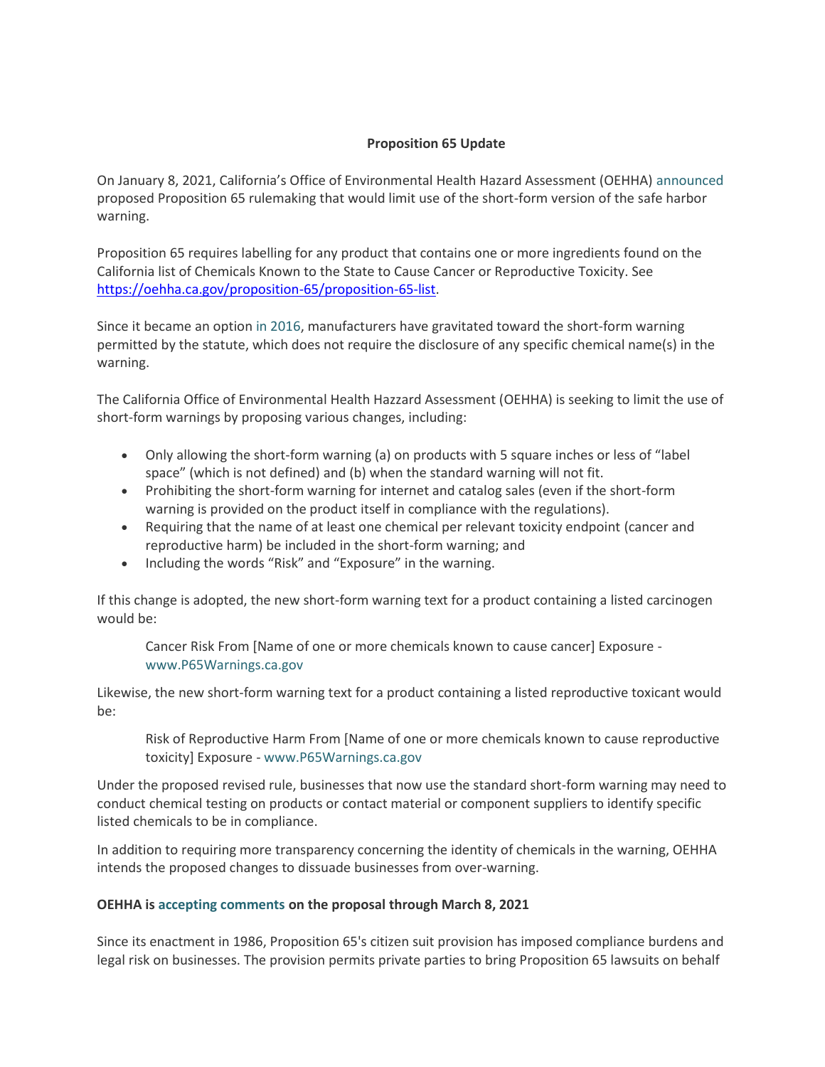# Proposition 65 Update

On January 8, 2021, California's Office of Environmental Health Hazard Assessment (OEHHA) announced proposed Proposition 65 rulemaking that would limit use of the short-form version of the safe harbor warning.

Proposition 65 requires labelling for any product that contains one or more ingredients found on the California list of Chemicals Known to the State to Cause Cancer or Reproductive Toxicity. See https://oehha.ca.gov/proposition-65/proposition-65-list.

Since it became an option in 2016, manufacturers have gravitated toward the short-form warning permitted by the statute, which does not require the disclosure of any specific chemical name(s) in the warning.

The California Office of Environmental Health Hazzard Assessment (OEHHA) is seeking to limit the use of short-form warnings by proposing various changes, including:

- Only allowing the short-form warning (a) on products with 5 square inches or less of "label space" (which is not defined) and (b) when the standard warning will not fit.
- Prohibiting the short-form warning for internet and catalog sales (even if the short-form warning is provided on the product itself in compliance with the regulations).
- Requiring that the name of at least one chemical per relevant toxicity endpoint (cancer and reproductive harm) be included in the short-form warning; and
- Including the words "Risk" and "Exposure" in the warning.

If this change is adopted, the new short-form warning text for a product containing a listed carcinogen would be:

> Cancer Risk From [Name of one or more chemicals known to cause cancer] Exposure - www.P65Warnings.ca.gov

Likewise, the new short-form warning text for a product containing a listed reproductive toxicant would be:

> Risk of Reproductive Harm From [Name of one or more chemicals known to cause reproductive toxicity] Exposure - www.P65Warnings.ca.gov

Under the proposed revised rule, businesses that now use the standard short-form warning may need to conduct chemical testing on products or contact material or component suppliers to identify specific listed chemicals to be in compliance.

In addition to requiring more transparency concerning the identity of chemicals in the warning, OEHHA intends the proposed changes to dissuade businesses from over-warning.

**OEHHA is accepting comments on the proposal through March 8, 2021**

Since its enactment in 1986, Proposition 65's citizen suit provision has imposed compliance burdens and legal risk on businesses. The provision permits private parties to bring Proposition 65 lawsuits on behalf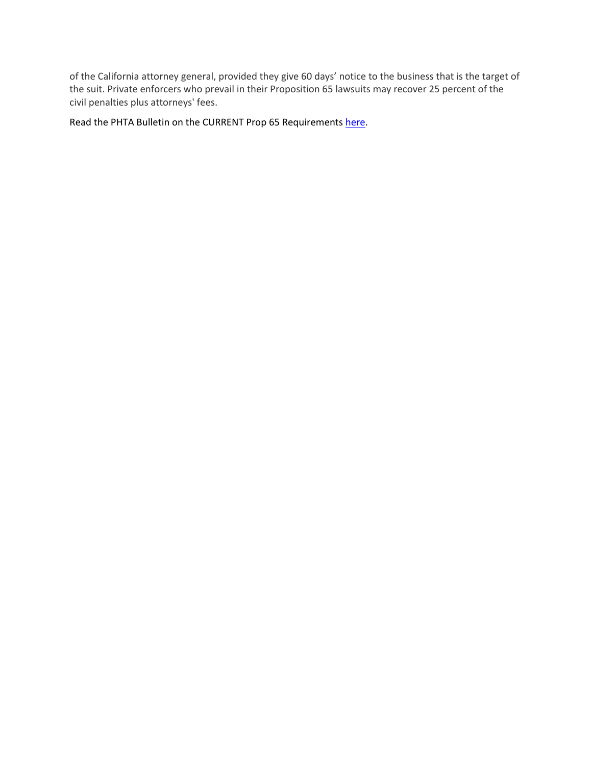of the California attorney general, provided they give 60 days' notice to the business that is the target of the suit. Private enforcers who prevail in their Proposition 65 lawsuits may recover 25 percent of the civil penalties plus attorneys' fees.

Read the PHTA Bulletin on the CURRENT Prop 65 Requirements here.